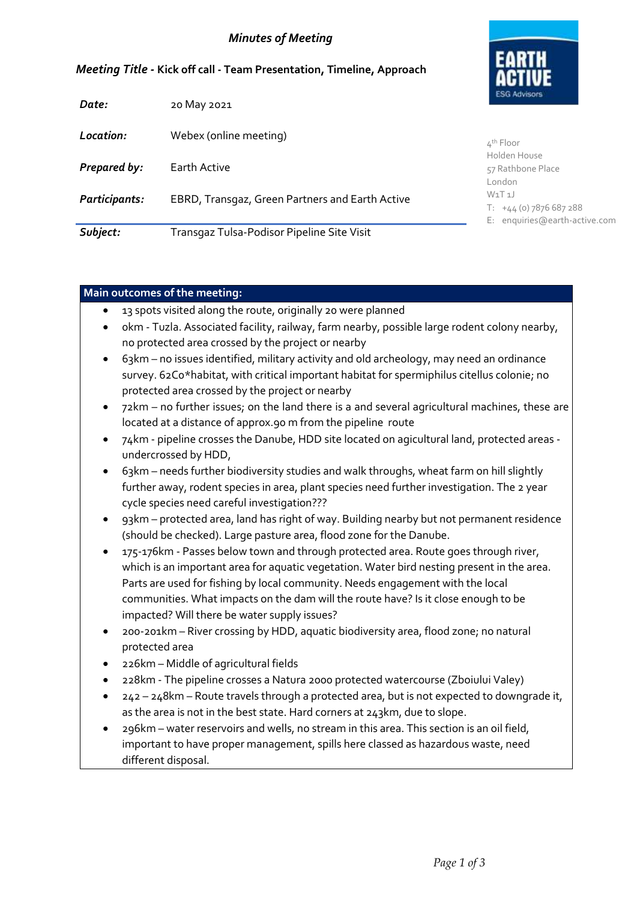# *Minutes of Meeting*

***Meeting Title* - Kick off call - Team Presentation, Timeline, Approach**

EARTH ACTIVE
ESG Advisors

| | |
|---|---|
| ***Date:*** | 20 May 2021 |
| ***Location:*** | Webex (online meeting) |
| ***Prepared by:*** | Earth Active |
| ***Participants:*** | EBRD, Transgaz, Green Partners and Earth Active |
| ***Subject:*** | Transgaz Tulsa-Podisor Pipeline Site Visit |

4th Floor
Holden House
57 Rathbone Place
London
W1T 1J
T: +44 (0) 7876 687 288
E: enquiries@earth-active.com

**Main outcomes of the meeting:**

- 13 spots visited along the route, originally 20 were planned
- 0km - Tuzla. Associated facility, railway, farm nearby, possible large rodent colony nearby, no protected area crossed by the project or nearby
- 63km – no issues identified, military activity and old archeology, may need an ordinance survey. 62C0*habitat, with critical important habitat for spermiphilus citellus colonie; no protected area crossed by the project or nearby
- 72km – no further issues; on the land there is a and several agricultural machines, these are located at a distance of approx.90 m from the pipeline route
- 74km - pipeline crosses the Danube, HDD site located on agicultural land, protected areas - undercrossed by HDD,
- 63km – needs further biodiversity studies and walk throughs, wheat farm on hill slightly further away, rodent species in area, plant species need further investigation. The 2 year cycle species need careful investigation???
- 93km – protected area, land has right of way. Building nearby but not permanent residence (should be checked). Large pasture area, flood zone for the Danube.
- 175-176km - Passes below town and through protected area. Route goes through river, which is an important area for aquatic vegetation. Water bird nesting present in the area. Parts are used for fishing by local community. Needs engagement with the local communities. What impacts on the dam will the route have? Is it close enough to be impacted? Will there be water supply issues?
- 200-201km – River crossing by HDD, aquatic biodiversity area, flood zone; no natural protected area
- 226km – Middle of agricultural fields
- 228km - The pipeline crosses a Natura 2000 protected watercourse (Zboiului Valey)
- 242 – 248km – Route travels through a protected area, but is not expected to downgrade it, as the area is not in the best state. Hard corners at 243km, due to slope.
- 296km – water reservoirs and wells, no stream in this area. This section is an oil field, important to have proper management, spills here classed as hazardous waste, need different disposal.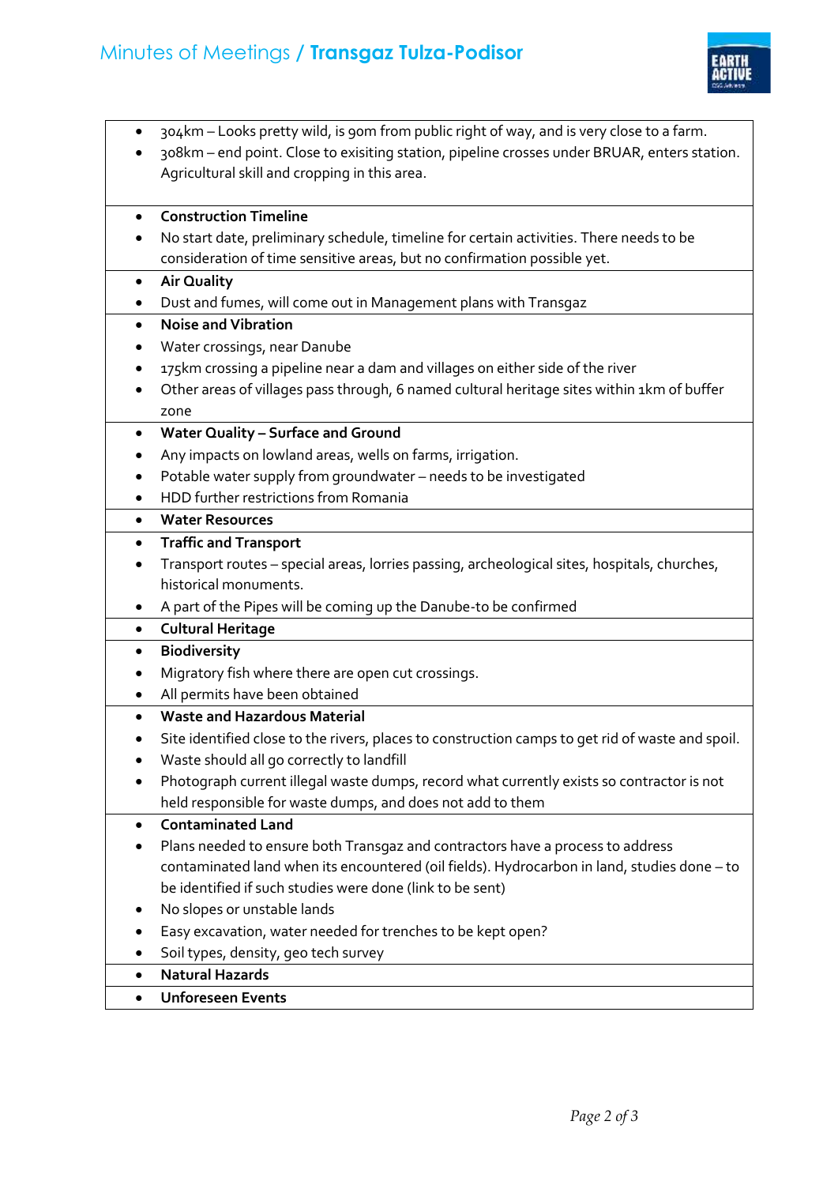- 304km – Looks pretty wild, is 90m from public right of way, and is very close to a farm.
- 308km – end point. Close to exisiting station, pipeline crosses under BRUAR, enters station. Agricultural skill and cropping in this area.

- **Construction Timeline**
- No start date, preliminary schedule, timeline for certain activities. There needs to be consideration of time sensitive areas, but no confirmation possible yet.

- **Air Quality**
- Dust and fumes, will come out in Management plans with Transgaz

- **Noise and Vibration**
- Water crossings, near Danube
- 175km crossing a pipeline near a dam and villages on either side of the river
- Other areas of villages pass through, 6 named cultural heritage sites within 1km of buffer zone

- **Water Quality – Surface and Ground**
- Any impacts on lowland areas, wells on farms, irrigation.
- Potable water supply from groundwater – needs to be investigated
- HDD further restrictions from Romania

- **Water Resources**

- **Traffic and Transport**
- Transport routes – special areas, lorries passing, archeological sites, hospitals, churches, historical monuments.
- A part of the Pipes will be coming up the Danube-to be confirmed

- **Cultural Heritage**

- **Biodiversity**
- Migratory fish where there are open cut crossings.
- All permits have been obtained

- **Waste and Hazardous Material**
- Site identified close to the rivers, places to construction camps to get rid of waste and spoil.
- Waste should all go correctly to landfill
- Photograph current illegal waste dumps, record what currently exists so contractor is not held responsible for waste dumps, and does not add to them

- **Contaminated Land**
- Plans needed to ensure both Transgaz and contractors have a process to address contaminated land when its encountered (oil fields). Hydrocarbon in land, studies done – to be identified if such studies were done (link to be sent)
- No slopes or unstable lands
- Easy excavation, water needed for trenches to be kept open?
- Soil types, density, geo tech survey

- **Natural Hazards**

- **Unforeseen Events**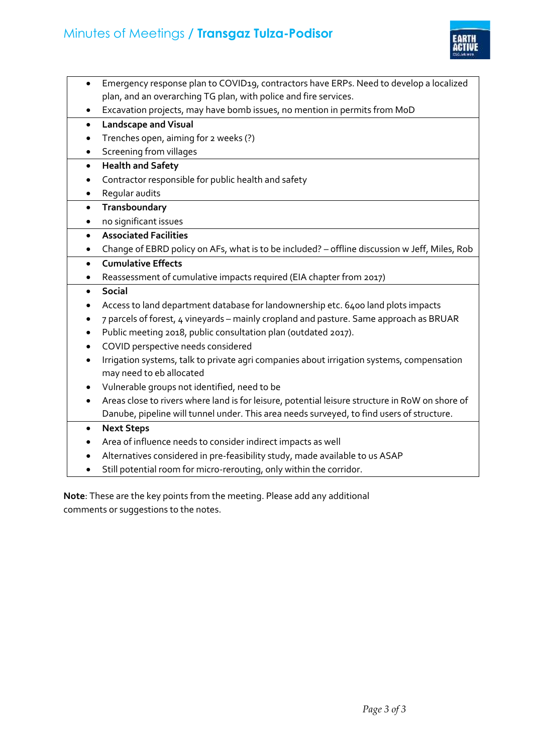- Emergency response plan to COVID19, contractors have ERPs. Need to develop a localized plan, and an overarching TG plan, with police and fire services.
- Excavation projects, may have bomb issues, no mention in permits from MoD

- **Landscape and Visual**
- Trenches open, aiming for 2 weeks (?)
- Screening from villages

- **Health and Safety**
- Contractor responsible for public health and safety
- Regular audits

- **Transboundary**
- no significant issues

- **Associated Facilities**
- Change of EBRD policy on AFs, what is to be included? – offline discussion w Jeff, Miles, Rob

- **Cumulative Effects**
- Reassessment of cumulative impacts required (EIA chapter from 2017)

- **Social**
- Access to land department database for landownership etc. 6400 land plots impacts
- 7 parcels of forest, 4 vineyards – mainly cropland and pasture. Same approach as BRUAR
- Public meeting 2018, public consultation plan (outdated 2017).
- COVID perspective needs considered
- Irrigation systems, talk to private agri companies about irrigation systems, compensation may need to eb allocated
- Vulnerable groups not identified, need to be
- Areas close to rivers where land is for leisure, potential leisure structure in RoW on shore of Danube, pipeline will tunnel under. This area needs surveyed, to find users of structure.

- **Next Steps**
- Area of influence needs to consider indirect impacts as well
- Alternatives considered in pre-feasibility study, made available to us ASAP
- Still potential room for micro-rerouting, only within the corridor.

**Note**: These are the key points from the meeting. Please add any additional comments or suggestions to the notes.